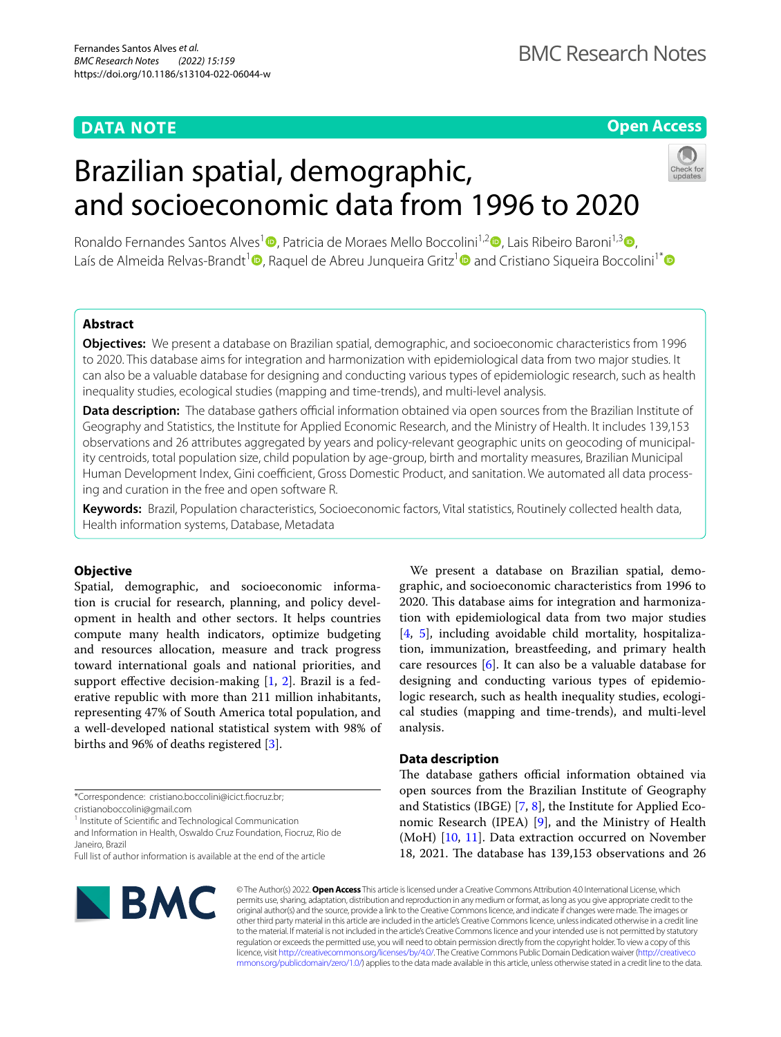DATA NOTE

Open Access

# Brazilian spatial, demographic, and socioeconomic data from 1996 to 2020

Ronaldo Fernandes Santos Alves[1], Patricia de Moraes Mello Boccolini[1,2], Lais Ribeiro Baroni[1,3], Laís de Almeida Relvas-Brandt[1], Raquel de Abreu Junqueira Gritz[1] and Cristiano Siqueira Boccolini[1*]

## Abstract

**Objectives:** We present a database on Brazilian spatial, demographic, and socioeconomic characteristics from 1996 to 2020. This database aims for integration and harmonization with epidemiological data from two major studies. It can also be a valuable database for designing and conducting various types of epidemiologic research, such as health inequality studies, ecological studies (mapping and time-trends), and multi-level analysis.

**Data description:** The database gathers official information obtained via open sources from the Brazilian Institute of Geography and Statistics, the Institute for Applied Economic Research, and the Ministry of Health. It includes 139,153 observations and 26 attributes aggregated by years and policy-relevant geographic units on geocoding of municipality centroids, total population size, child population by age-group, birth and mortality measures, Brazilian Municipal Human Development Index, Gini coefficient, Gross Domestic Product, and sanitation. We automated all data processing and curation in the free and open software R.

**Keywords:** Brazil, Population characteristics, Socioeconomic factors, Vital statistics, Routinely collected health data, Health information systems, Database, Metadata

## Objective

Spatial, demographic, and socioeconomic information is crucial for research, planning, and policy development in health and other sectors. It helps countries compute many health indicators, optimize budgeting and resources allocation, measure and track progress toward international goals and national priorities, and support effective decision-making [1, 2]. Brazil is a federative republic with more than 211 million inhabitants, representing 47% of South America total population, and a well-developed national statistical system with 98% of births and 96% of deaths registered [3].

We present a database on Brazilian spatial, demographic, and socioeconomic characteristics from 1996 to 2020. This database aims for integration and harmonization with epidemiological data from two major studies [4, 5], including avoidable child mortality, hospitalization, immunization, breastfeeding, and primary health care resources [6]. It can also be a valuable database for designing and conducting various types of epidemiologic research, such as health inequality studies, ecological studies (mapping and time-trends), and multi-level analysis.

## Data description

The database gathers official information obtained via open sources from the Brazilian Institute of Geography and Statistics (IBGE) [7, 8], the Institute for Applied Economic Research (IPEA) [9], and the Ministry of Health (MoH) [10, 11]. Data extraction occurred on November 18, 2021. The database has 139,153 observations and 26

*Correspondence: cristiano.boccolini@icict.fiocruz.br; cristianoboccolini@gmail.com

[1] Institute of Scientific and Technological Communication and Information in Health, Oswaldo Cruz Foundation, Fiocruz, Rio de Janeiro, Brazil

Full list of author information is available at the end of the article

© The Author(s) 2022. **Open Access** This article is licensed under a Creative Commons Attribution 4.0 International License, which permits use, sharing, adaptation, distribution and reproduction in any medium or format, as long as you give appropriate credit to the original author(s) and the source, provide a link to the Creative Commons licence, and indicate if changes were made. The images or other third party material in this article are included in the article's Creative Commons licence, unless indicated otherwise in a credit line to the material. If material is not included in the article's Creative Commons licence and your intended use is not permitted by statutory regulation or exceeds the permitted use, you will need to obtain permission directly from the copyright holder. To view a copy of this licence, visit http://creativecommons.org/licenses/by/4.0/. The Creative Commons Public Domain Dedication waiver (http://creativecommons.org/publicdomain/zero/1.0/) applies to the data made available in this article, unless otherwise stated in a credit line to the data.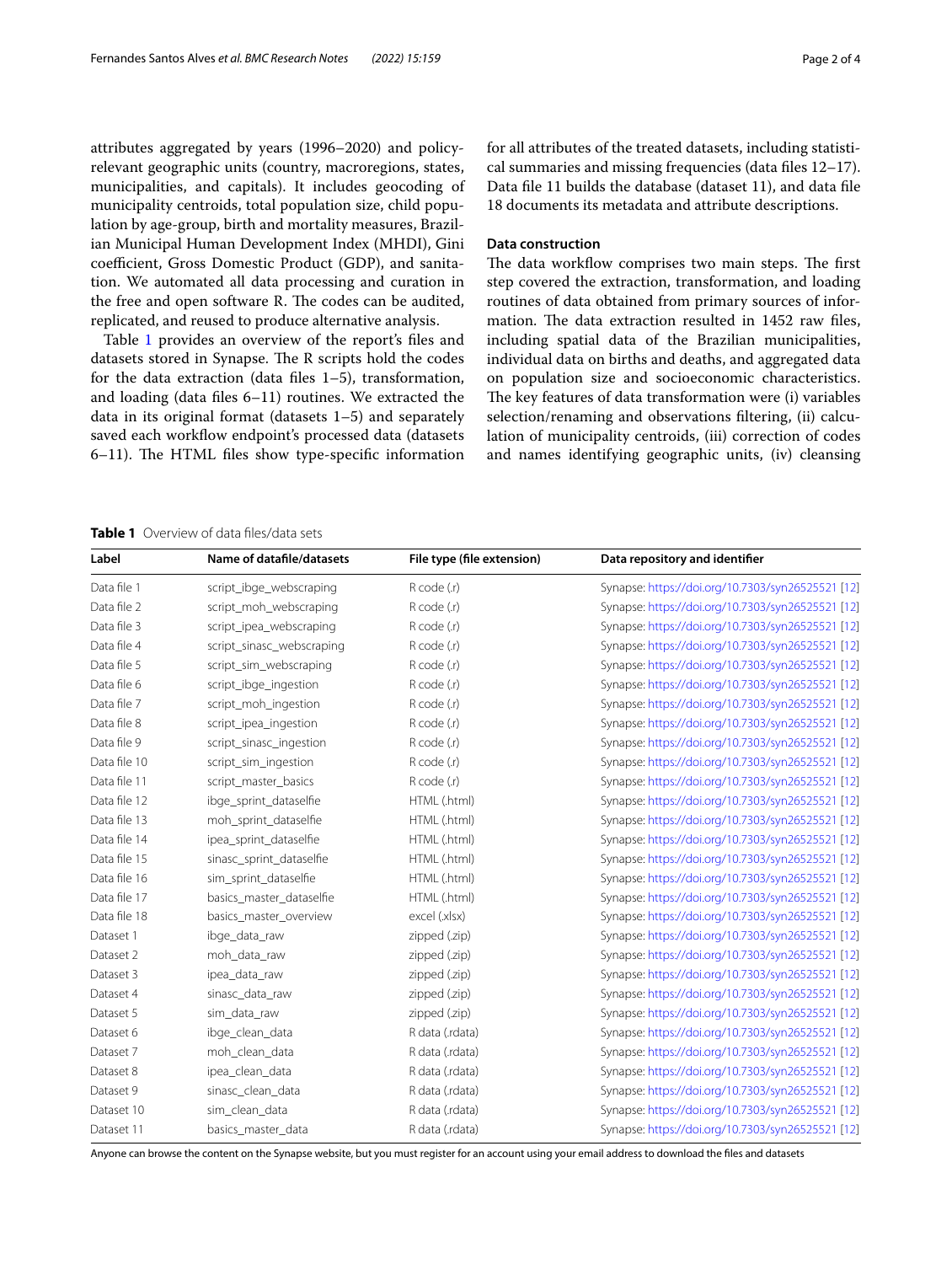attributes aggregated by years (1996–2020) and policy-relevant geographic units (country, macroregions, states, municipalities, and capitals). It includes geocoding of municipality centroids, total population size, child population by age-group, birth and mortality measures, Brazilian Municipal Human Development Index (MHDI), Gini coefficient, Gross Domestic Product (GDP), and sanitation. We automated all data processing and curation in the free and open software R. The codes can be audited, replicated, and reused to produce alternative analysis.

Table 1 provides an overview of the report's files and datasets stored in Synapse. The R scripts hold the codes for the data extraction (data files 1–5), transformation, and loading (data files 6–11) routines. We extracted the data in its original format (datasets 1–5) and separately saved each workflow endpoint's processed data (datasets 6–11). The HTML files show type-specific information for all attributes of the treated datasets, including statistical summaries and missing frequencies (data files 12–17). Data file 11 builds the database (dataset 11), and data file 18 documents its metadata and attribute descriptions.

## Data construction

The data workflow comprises two main steps. The first step covered the extraction, transformation, and loading routines of data obtained from primary sources of information. The data extraction resulted in 1452 raw files, including spatial data of the Brazilian municipalities, individual data on births and deaths, and aggregated data on population size and socioeconomic characteristics. The key features of data transformation were (i) variables selection/renaming and observations filtering, (ii) calculation of municipality centroids, (iii) correction of codes and names identifying geographic units, (iv) cleansing

**Table 1** Overview of data files/data sets

| Label | Name of datafile/datasets | File type (file extension) | Data repository and identifier |
|---|---|---|---|
| Data file 1 | script_ibge_webscraping | R code (.r) | Synapse: https://doi.org/10.7303/syn26525521 [12] |
| Data file 2 | script_moh_webscraping | R code (.r) | Synapse: https://doi.org/10.7303/syn26525521 [12] |
| Data file 3 | script_ipea_webscraping | R code (.r) | Synapse: https://doi.org/10.7303/syn26525521 [12] |
| Data file 4 | script_sinasc_webscraping | R code (.r) | Synapse: https://doi.org/10.7303/syn26525521 [12] |
| Data file 5 | script_sim_webscraping | R code (.r) | Synapse: https://doi.org/10.7303/syn26525521 [12] |
| Data file 6 | script_ibge_ingestion | R code (.r) | Synapse: https://doi.org/10.7303/syn26525521 [12] |
| Data file 7 | script_moh_ingestion | R code (.r) | Synapse: https://doi.org/10.7303/syn26525521 [12] |
| Data file 8 | script_ipea_ingestion | R code (.r) | Synapse: https://doi.org/10.7303/syn26525521 [12] |
| Data file 9 | script_sinasc_ingestion | R code (.r) | Synapse: https://doi.org/10.7303/syn26525521 [12] |
| Data file 10 | script_sim_ingestion | R code (.r) | Synapse: https://doi.org/10.7303/syn26525521 [12] |
| Data file 11 | script_master_basics | R code (.r) | Synapse: https://doi.org/10.7303/syn26525521 [12] |
| Data file 12 | ibge_sprint_dataselfie | HTML (.html) | Synapse: https://doi.org/10.7303/syn26525521 [12] |
| Data file 13 | moh_sprint_dataselfie | HTML (.html) | Synapse: https://doi.org/10.7303/syn26525521 [12] |
| Data file 14 | ipea_sprint_dataselfie | HTML (.html) | Synapse: https://doi.org/10.7303/syn26525521 [12] |
| Data file 15 | sinasc_sprint_dataselfie | HTML (.html) | Synapse: https://doi.org/10.7303/syn26525521 [12] |
| Data file 16 | sim_sprint_dataselfie | HTML (.html) | Synapse: https://doi.org/10.7303/syn26525521 [12] |
| Data file 17 | basics_master_dataselfie | HTML (.html) | Synapse: https://doi.org/10.7303/syn26525521 [12] |
| Data file 18 | basics_master_overview | excel (.xlsx) | Synapse: https://doi.org/10.7303/syn26525521 [12] |
| Dataset 1 | ibge_data_raw | zipped (.zip) | Synapse: https://doi.org/10.7303/syn26525521 [12] |
| Dataset 2 | moh_data_raw | zipped (.zip) | Synapse: https://doi.org/10.7303/syn26525521 [12] |
| Dataset 3 | ipea_data_raw | zipped (.zip) | Synapse: https://doi.org/10.7303/syn26525521 [12] |
| Dataset 4 | sinasc_data_raw | zipped (.zip) | Synapse: https://doi.org/10.7303/syn26525521 [12] |
| Dataset 5 | sim_data_raw | zipped (.zip) | Synapse: https://doi.org/10.7303/syn26525521 [12] |
| Dataset 6 | ibge_clean_data | R data (.rdata) | Synapse: https://doi.org/10.7303/syn26525521 [12] |
| Dataset 7 | moh_clean_data | R data (.rdata) | Synapse: https://doi.org/10.7303/syn26525521 [12] |
| Dataset 8 | ipea_clean_data | R data (.rdata) | Synapse: https://doi.org/10.7303/syn26525521 [12] |
| Dataset 9 | sinasc_clean_data | R data (.rdata) | Synapse: https://doi.org/10.7303/syn26525521 [12] |
| Dataset 10 | sim_clean_data | R data (.rdata) | Synapse: https://doi.org/10.7303/syn26525521 [12] |
| Dataset 11 | basics_master_data | R data (.rdata) | Synapse: https://doi.org/10.7303/syn26525521 [12] |

Anyone can browse the content on the Synapse website, but you must register for an account using your email address to download the files and datasets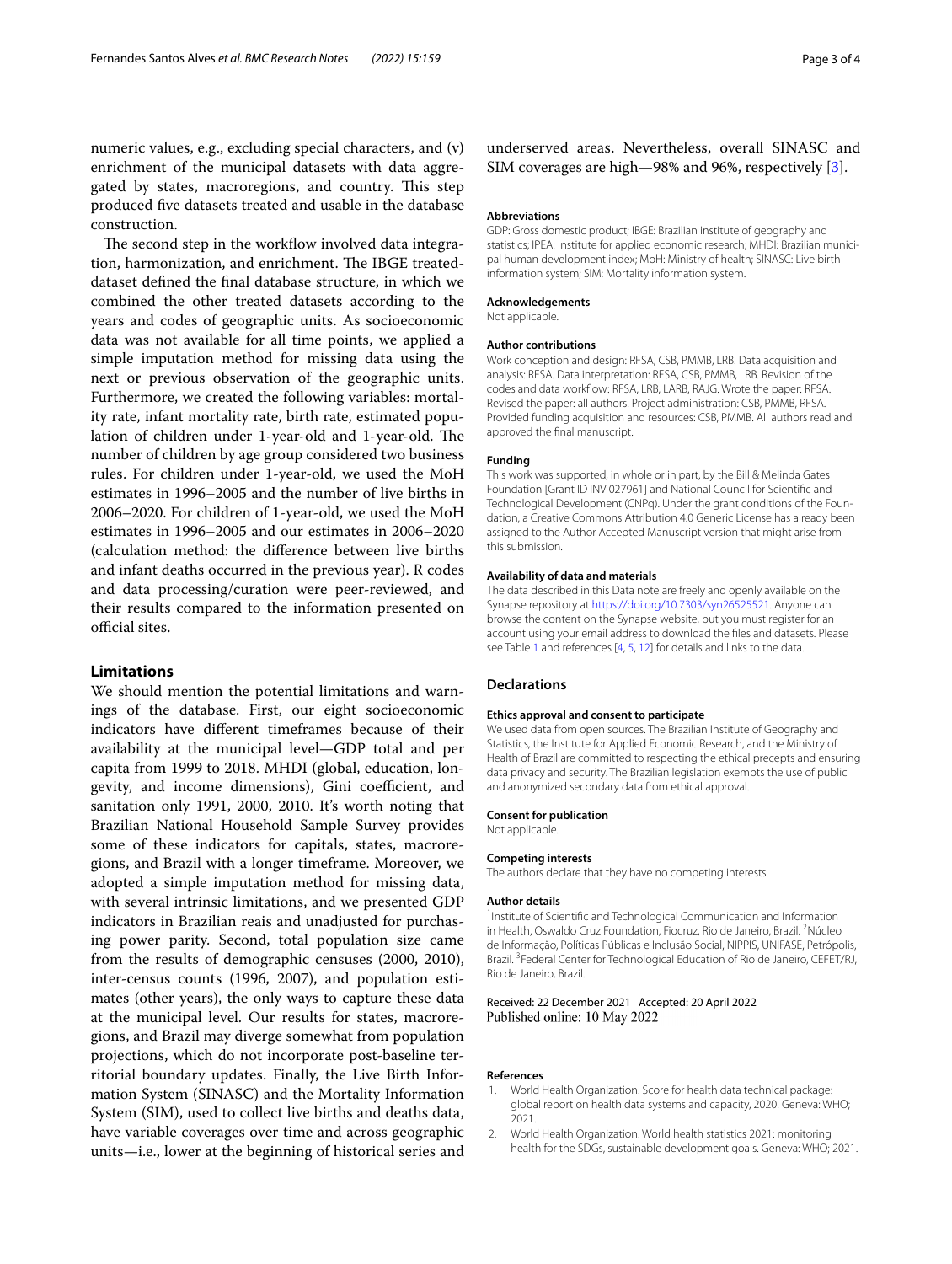numeric values, e.g., excluding special characters, and (v) enrichment of the municipal datasets with data aggregated by states, macroregions, and country. This step produced five datasets treated and usable in the database construction.

The second step in the workflow involved data integration, harmonization, and enrichment. The IBGE treated-dataset defined the final database structure, in which we combined the other treated datasets according to the years and codes of geographic units. As socioeconomic data was not available for all time points, we applied a simple imputation method for missing data using the next or previous observation of the geographic units. Furthermore, we created the following variables: mortality rate, infant mortality rate, birth rate, estimated population of children under 1-year-old and 1-year-old. The number of children by age group considered two business rules. For children under 1-year-old, we used the MoH estimates in 1996–2005 and the number of live births in 2006–2020. For children of 1-year-old, we used the MoH estimates in 1996–2005 and our estimates in 2006–2020 (calculation method: the difference between live births and infant deaths occurred in the previous year). R codes and data processing/curation were peer-reviewed, and their results compared to the information presented on official sites.

## Limitations

We should mention the potential limitations and warnings of the database. First, our eight socioeconomic indicators have different timeframes because of their availability at the municipal level—GDP total and per capita from 1999 to 2018. MHDI (global, education, longevity, and income dimensions), Gini coefficient, and sanitation only 1991, 2000, 2010. It's worth noting that Brazilian National Household Sample Survey provides some of these indicators for capitals, states, macroregions, and Brazil with a longer timeframe. Moreover, we adopted a simple imputation method for missing data, with several intrinsic limitations, and we presented GDP indicators in Brazilian reais and unadjusted for purchasing power parity. Second, total population size came from the results of demographic censuses (2000, 2010), inter-census counts (1996, 2007), and population estimates (other years), the only ways to capture these data at the municipal level. Our results for states, macroregions, and Brazil may diverge somewhat from population projections, which do not incorporate post-baseline territorial boundary updates. Finally, the Live Birth Information System (SINASC) and the Mortality Information System (SIM), used to collect live births and deaths data, have variable coverages over time and across geographic units—i.e., lower at the beginning of historical series and underserved areas. Nevertheless, overall SINASC and SIM coverages are high—98% and 96%, respectively [3].

#### Abbreviations

GDP: Gross domestic product; IBGE: Brazilian institute of geography and statistics; IPEA: Institute for applied economic research; MHDI: Brazilian municipal human development index; MoH: Ministry of health; SINASC: Live birth information system; SIM: Mortality information system.

#### Acknowledgements

Not applicable.

#### Author contributions

Work conception and design: RFSA, CSB, PMMB, LRB. Data acquisition and analysis: RFSA. Data interpretation: RFSA, CSB, PMMB, LRB. Revision of the codes and data workflow: RFSA, LRB, LARB, RAJG. Wrote the paper: RFSA. Revised the paper: all authors. Project administration: CSB, PMMB, RFSA. Provided funding acquisition and resources: CSB, PMMB. All authors read and approved the final manuscript.

#### Funding

This work was supported, in whole or in part, by the Bill & Melinda Gates Foundation [Grant ID INV 027961] and National Council for Scientific and Technological Development (CNPq). Under the grant conditions of the Foundation, a Creative Commons Attribution 4.0 Generic License has already been assigned to the Author Accepted Manuscript version that might arise from this submission.

#### Availability of data and materials

The data described in this Data note are freely and openly available on the Synapse repository at https://doi.org/10.7303/syn26525521. Anyone can browse the content on the Synapse website, but you must register for an account using your email address to download the files and datasets. Please see Table 1 and references [4, 5, 12] for details and links to the data.

## Declarations

#### Ethics approval and consent to participate

We used data from open sources. The Brazilian Institute of Geography and Statistics, the Institute for Applied Economic Research, and the Ministry of Health of Brazil are committed to respecting the ethical precepts and ensuring data privacy and security. The Brazilian legislation exempts the use of public and anonymized secondary data from ethical approval.

#### Consent for publication

Not applicable.

#### Competing interests

The authors declare that they have no competing interests.

#### Author details

[1]Institute of Scientific and Technological Communication and Information in Health, Oswaldo Cruz Foundation, Fiocruz, Rio de Janeiro, Brazil. [2]Núcleo de Informação, Políticas Públicas e Inclusão Social, NIPPIS, UNIFASE, Petrópolis, Brazil. [3]Federal Center for Technological Education of Rio de Janeiro, CEFET/RJ, Rio de Janeiro, Brazil.

Received: 22 December 2021 Accepted: 20 April 2022
Published online: 10 May 2022

#### References

1. World Health Organization. Score for health data technical package: global report on health data systems and capacity, 2020. Geneva: WHO; 2021.
2. World Health Organization. World health statistics 2021: monitoring health for the SDGs, sustainable development goals. Geneva: WHO; 2021.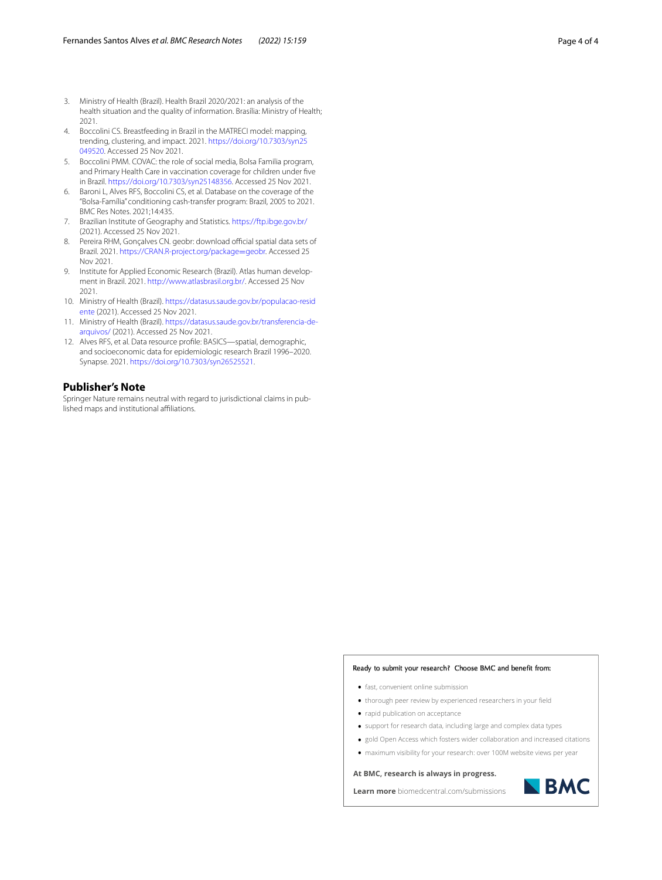3. Ministry of Health (Brazil). Health Brazil 2020/2021: an analysis of the health situation and the quality of information. Brasília: Ministry of Health; 2021.
4. Boccolini CS. Breastfeeding in Brazil in the MATRECI model: mapping, trending, clustering, and impact. 2021. https://doi.org/10.7303/syn25049520. Accessed 25 Nov 2021.
5. Boccolini PMM. COVAC: the role of social media, Bolsa Familia program, and Primary Health Care in vaccination coverage for children under five in Brazil. https://doi.org/10.7303/syn25148356. Accessed 25 Nov 2021.
6. Baroni L, Alves RFS, Boccolini CS, et al. Database on the coverage of the "Bolsa-Família" conditioning cash-transfer program: Brazil, 2005 to 2021. BMC Res Notes. 2021;14:435.
7. Brazilian Institute of Geography and Statistics. https://ftp.ibge.gov.br/ (2021). Accessed 25 Nov 2021.
8. Pereira RHM, Gonçalves CN. geobr: download official spatial data sets of Brazil. 2021. https://CRAN.R-project.org/package=geobr. Accessed 25 Nov 2021.
9. Institute for Applied Economic Research (Brazil). Atlas human development in Brazil. 2021. http://www.atlasbrasil.org.br/. Accessed 25 Nov 2021.
10. Ministry of Health (Brazil). https://datasus.saude.gov.br/populacao-residente (2021). Accessed 25 Nov 2021.
11. Ministry of Health (Brazil). https://datasus.saude.gov.br/transferencia-de-arquivos/ (2021). Accessed 25 Nov 2021.
12. Alves RFS, et al. Data resource profile: BASICS—spatial, demographic, and socioeconomic data for epidemiologic research Brazil 1996–2020. Synapse. 2021. https://doi.org/10.7303/syn26525521.

## Publisher's Note

Springer Nature remains neutral with regard to jurisdictional claims in published maps and institutional affiliations.

Ready to submit your research? Choose BMC and benefit from:

- fast, convenient online submission
- thorough peer review by experienced researchers in your field
- rapid publication on acceptance
- support for research data, including large and complex data types
- gold Open Access which fosters wider collaboration and increased citations
- maximum visibility for your research: over 100M website views per year

**At BMC, research is always in progress.**

**Learn more** biomedcentral.com/submissions

BMC